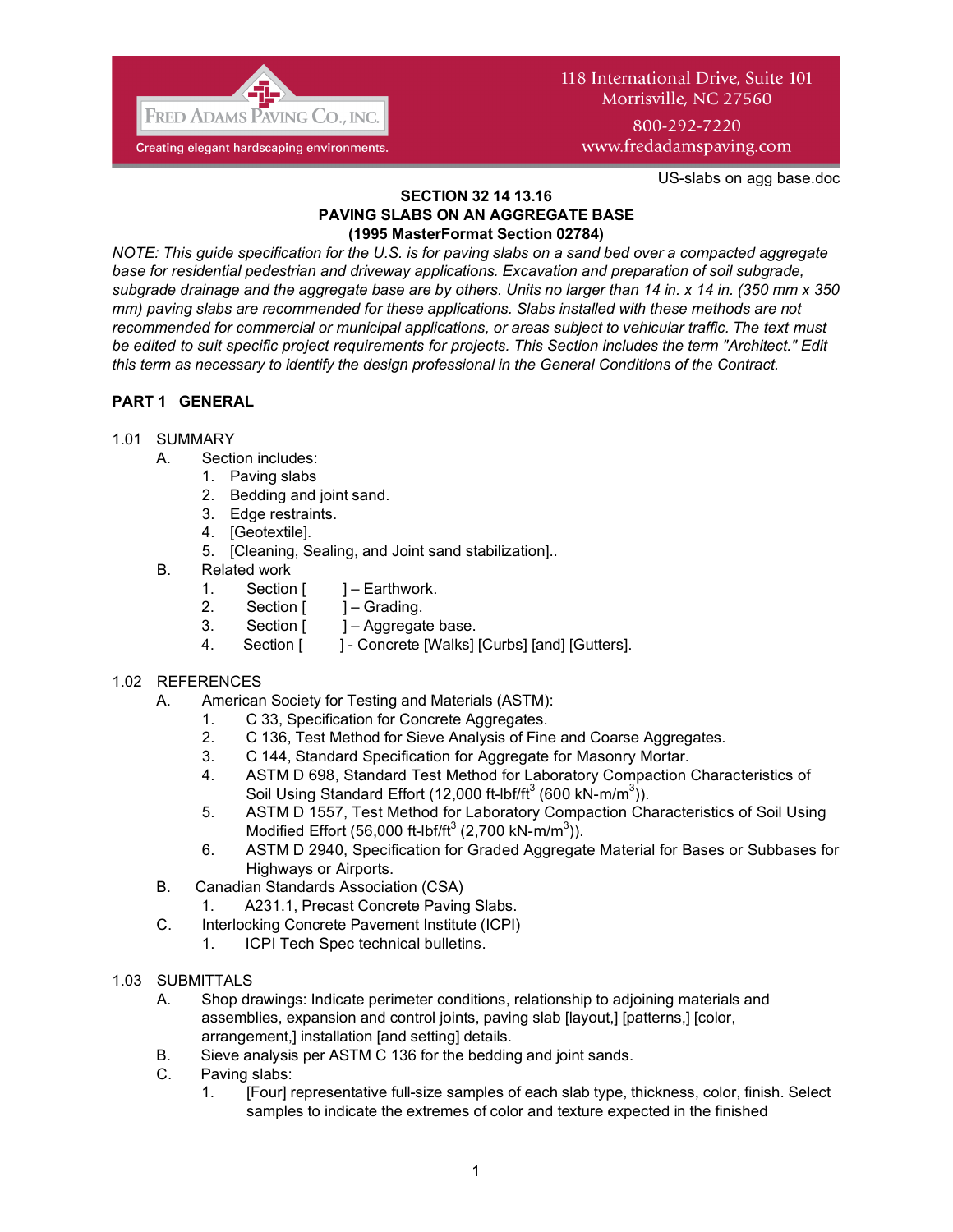Fred Adams Paving Co., Inc.
Creating elegant hardscaping environments.

118 International Drive, Suite 101
Morrisville, NC 27560
800-292-7220
www.fredadamspaving.com

US-slabs on agg base.doc

**SECTION 32 14 13.16**
**PAVING SLABS ON AN AGGREGATE BASE**
**(1995 MasterFormat Section 02784)**

*NOTE: This guide specification for the U.S. is for paving slabs on a sand bed over a compacted aggregate base for residential pedestrian and driveway applications. Excavation and preparation of soil subgrade, subgrade drainage and the aggregate base are by others. Units no larger than 14 in. x 14 in. (350 mm x 350 mm) paving slabs are recommended for these applications. Slabs installed with these methods are not recommended for commercial or municipal applications, or areas subject to vehicular traffic. The text must be edited to suit specific project requirements for projects. This Section includes the term "Architect." Edit this term as necessary to identify the design professional in the General Conditions of the Contract.*

## PART 1 GENERAL

1.01 SUMMARY

A. Section includes:
   1. Paving slabs
   2. Bedding and joint sand.
   3. Edge restraints.
   4. [Geotextile].
   5. [Cleaning, Sealing, and Joint sand stabilization]..

B. Related work
   1. Section [ ] – Earthwork.
   2. Section [ ] – Grading.
   3. Section [ ] – Aggregate base.
   4. Section [ ] - Concrete [Walks] [Curbs] [and] [Gutters].

1.02 REFERENCES

A. American Society for Testing and Materials (ASTM):
   1. C 33, Specification for Concrete Aggregates.
   2. C 136, Test Method for Sieve Analysis of Fine and Coarse Aggregates.
   3. C 144, Standard Specification for Aggregate for Masonry Mortar.
   4. ASTM D 698, Standard Test Method for Laboratory Compaction Characteristics of Soil Using Standard Effort (12,000 ft-lbf/ft$^3$ (600 kN-m/m$^3$)).
   5. ASTM D 1557, Test Method for Laboratory Compaction Characteristics of Soil Using Modified Effort (56,000 ft-lbf/ft$^3$ (2,700 kN-m/m$^3$)).
   6. ASTM D 2940, Specification for Graded Aggregate Material for Bases or Subbases for Highways or Airports.

B. Canadian Standards Association (CSA)
   1. A231.1, Precast Concrete Paving Slabs.

C. Interlocking Concrete Pavement Institute (ICPI)
   1. ICPI Tech Spec technical bulletins.

1.03 SUBMITTALS

A. Shop drawings: Indicate perimeter conditions, relationship to adjoining materials and assemblies, expansion and control joints, paving slab [layout,] [patterns,] [color, arrangement,] installation [and setting] details.

B. Sieve analysis per ASTM C 136 for the bedding and joint sands.

C. Paving slabs:
   1. [Four] representative full-size samples of each slab type, thickness, color, finish. Select samples to indicate the extremes of color and texture expected in the finished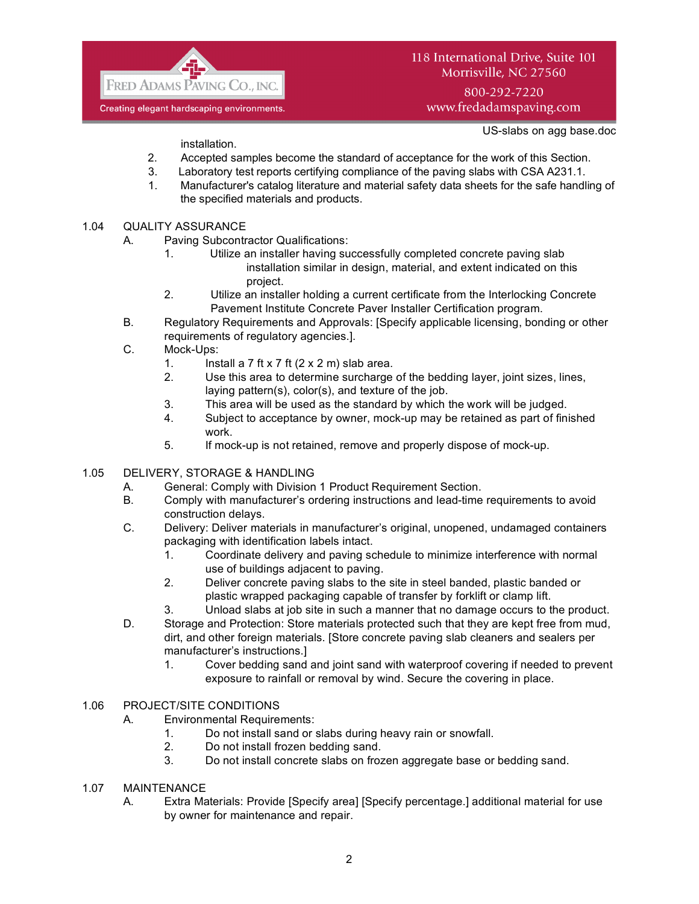installation.

2. Accepted samples become the standard of acceptance for the work of this Section.
3. Laboratory test reports certifying compliance of the paving slabs with CSA A231.1.
1. Manufacturer's catalog literature and material safety data sheets for the safe handling of the specified materials and products.

1.04 QUALITY ASSURANCE

A. Paving Subcontractor Qualifications:
   1. Utilize an installer having successfully completed concrete paving slab installation similar in design, material, and extent indicated on this project.
   2. Utilize an installer holding a current certificate from the Interlocking Concrete Pavement Institute Concrete Paver Installer Certification program.

B. Regulatory Requirements and Approvals: [Specify applicable licensing, bonding or other requirements of regulatory agencies.].

C. Mock-Ups:
   1. Install a 7 ft x 7 ft (2 x 2 m) slab area.
   2. Use this area to determine surcharge of the bedding layer, joint sizes, lines, laying pattern(s), color(s), and texture of the job.
   3. This area will be used as the standard by which the work will be judged.
   4. Subject to acceptance by owner, mock-up may be retained as part of finished work.
   5. If mock-up is not retained, remove and properly dispose of mock-up.

1.05 DELIVERY, STORAGE & HANDLING

A. General: Comply with Division 1 Product Requirement Section.

B. Comply with manufacturer's ordering instructions and lead-time requirements to avoid construction delays.

C. Delivery: Deliver materials in manufacturer's original, unopened, undamaged containers packaging with identification labels intact.
   1. Coordinate delivery and paving schedule to minimize interference with normal use of buildings adjacent to paving.
   2. Deliver concrete paving slabs to the site in steel banded, plastic banded or plastic wrapped packaging capable of transfer by forklift or clamp lift.
   3. Unload slabs at job site in such a manner that no damage occurs to the product.

D. Storage and Protection: Store materials protected such that they are kept free from mud, dirt, and other foreign materials. [Store concrete paving slab cleaners and sealers per manufacturer's instructions.]
   1. Cover bedding sand and joint sand with waterproof covering if needed to prevent exposure to rainfall or removal by wind. Secure the covering in place.

1.06 PROJECT/SITE CONDITIONS

A. Environmental Requirements:
   1. Do not install sand or slabs during heavy rain or snowfall.
   2. Do not install frozen bedding sand.
   3. Do not install concrete slabs on frozen aggregate base or bedding sand.

1.07 MAINTENANCE

A. Extra Materials: Provide [Specify area] [Specify percentage.] additional material for use by owner for maintenance and repair.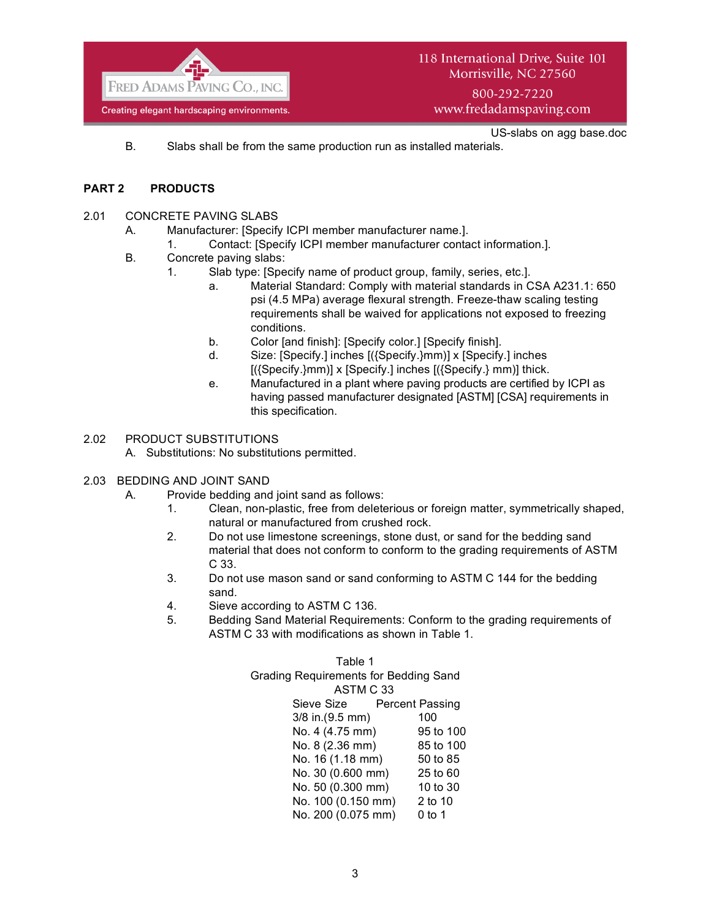B. Slabs shall be from the same production run as installed materials.

## PART 2 PRODUCTS

### 2.01 CONCRETE PAVING SLABS

A. Manufacturer: [Specify ICPI member manufacturer name.].

1. Contact: [Specify ICPI member manufacturer contact information.].

B. Concrete paving slabs:

1. Slab type: [Specify name of product group, family, series, etc.].

   a. Material Standard: Comply with material standards in CSA A231.1: 650 psi (4.5 MPa) average flexural strength. Freeze-thaw scaling testing requirements shall be waived for applications not exposed to freezing conditions.

   b. Color [and finish]: [Specify color.] [Specify finish].

   d. Size: [Specify.] inches [({Specify.}mm)] x [Specify.] inches [({Specify.}mm)] x [Specify.] inches [({Specify.} mm)] thick.

   e. Manufactured in a plant where paving products are certified by ICPI as having passed manufacturer designated [ASTM] [CSA] requirements in this specification.

### 2.02 PRODUCT SUBSTITUTIONS

A. Substitutions: No substitutions permitted.

### 2.03 BEDDING AND JOINT SAND

A. Provide bedding and joint sand as follows:

1. Clean, non-plastic, free from deleterious or foreign matter, symmetrically shaped, natural or manufactured from crushed rock.
2. Do not use limestone screenings, stone dust, or sand for the bedding sand material that does not conform to conform to the grading requirements of ASTM C 33.
3. Do not use mason sand or sand conforming to ASTM C 144 for the bedding sand.
4. Sieve according to ASTM C 136.
5. Bedding Sand Material Requirements: Conform to the grading requirements of ASTM C 33 with modifications as shown in Table 1.

Table 1
Grading Requirements for Bedding Sand
ASTM C 33

| Sieve Size | Percent Passing |
|---|---|
| 3/8 in.(9.5 mm) | 100 |
| No. 4 (4.75 mm) | 95 to 100 |
| No. 8 (2.36 mm) | 85 to 100 |
| No. 16 (1.18 mm) | 50 to 85 |
| No. 30 (0.600 mm) | 25 to 60 |
| No. 50 (0.300 mm) | 10 to 30 |
| No. 100 (0.150 mm) | 2 to 10 |
| No. 200 (0.075 mm) | 0 to 1 |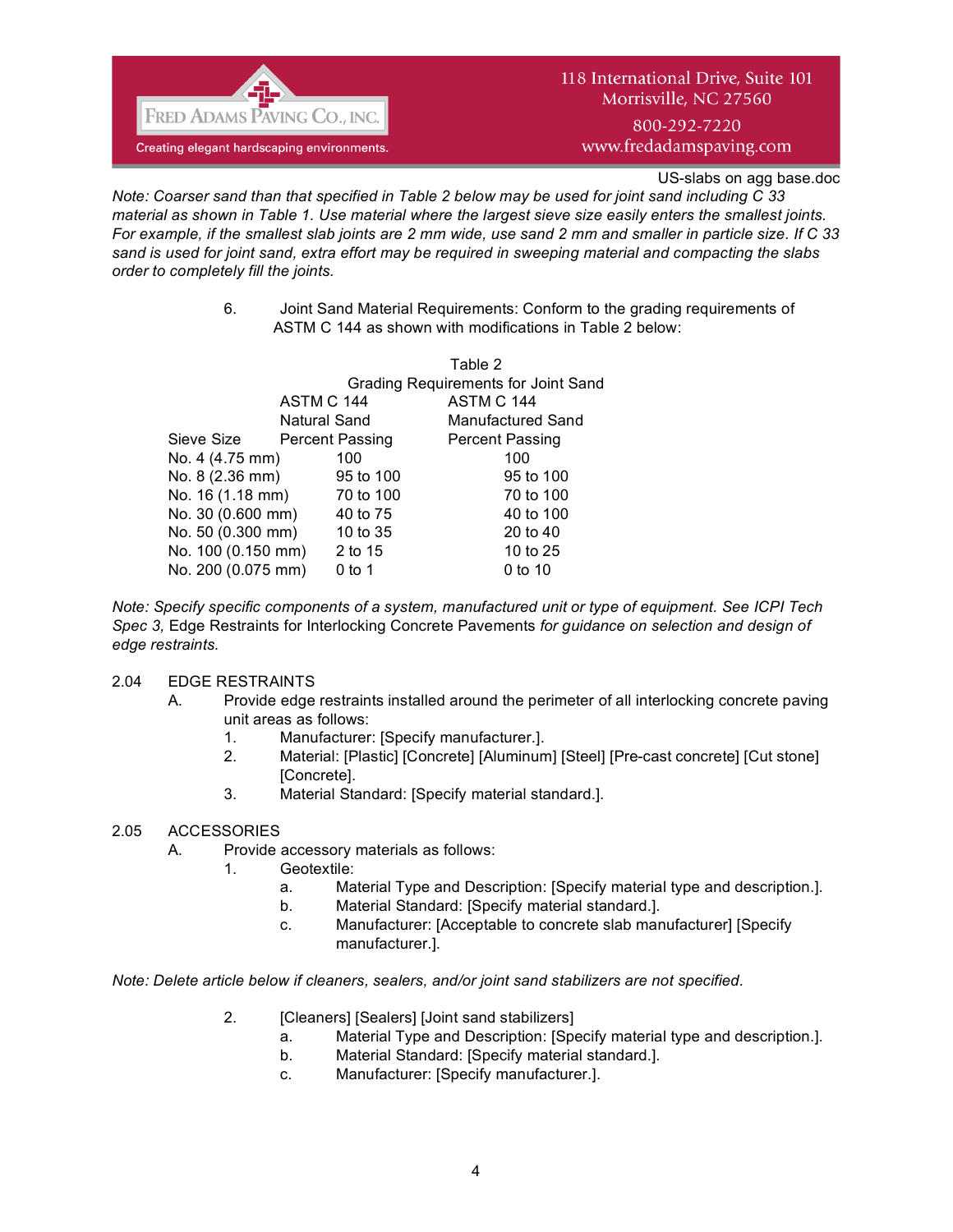*Note: Coarser sand than that specified in Table 2 below may be used for joint sand including C 33 material as shown in Table 1. Use material where the largest sieve size easily enters the smallest joints. For example, if the smallest slab joints are 2 mm wide, use sand 2 mm and smaller in particle size. If C 33 sand is used for joint sand, extra effort may be required in sweeping material and compacting the slabs order to completely fill the joints.*

6. Joint Sand Material Requirements: Conform to the grading requirements of ASTM C 144 as shown with modifications in Table 2 below:

Table 2
Grading Requirements for Joint Sand

| Sieve Size | ASTM C 144 Natural Sand Percent Passing | ASTM C 144 Manufactured Sand Percent Passing |
|---|---|---|
| No. 4 (4.75 mm) | 100 | 100 |
| No. 8 (2.36 mm) | 95 to 100 | 95 to 100 |
| No. 16 (1.18 mm) | 70 to 100 | 70 to 100 |
| No. 30 (0.600 mm) | 40 to 75 | 40 to 100 |
| No. 50 (0.300 mm) | 10 to 35 | 20 to 40 |
| No. 100 (0.150 mm) | 2 to 15 | 10 to 25 |
| No. 200 (0.075 mm) | 0 to 1 | 0 to 10 |

*Note: Specify specific components of a system, manufactured unit or type of equipment. See ICPI Tech Spec 3,* Edge Restraints for Interlocking Concrete Pavements *for guidance on selection and design of edge restraints.*

2.04 EDGE RESTRAINTS

A. Provide edge restraints installed around the perimeter of all interlocking concrete paving unit areas as follows:
   1. Manufacturer: [Specify manufacturer.].
   2. Material: [Plastic] [Concrete] [Aluminum] [Steel] [Pre-cast concrete] [Cut stone] [Concrete].
   3. Material Standard: [Specify material standard.].

2.05 ACCESSORIES

A. Provide accessory materials as follows:
   1. Geotextile:
      a. Material Type and Description: [Specify material type and description.].
      b. Material Standard: [Specify material standard.].
      c. Manufacturer: [Acceptable to concrete slab manufacturer] [Specify manufacturer.].

*Note: Delete article below if cleaners, sealers, and/or joint sand stabilizers are not specified.*

   2. [Cleaners] [Sealers] [Joint sand stabilizers]
      a. Material Type and Description: [Specify material type and description.].
      b. Material Standard: [Specify material standard.].
      c. Manufacturer: [Specify manufacturer.].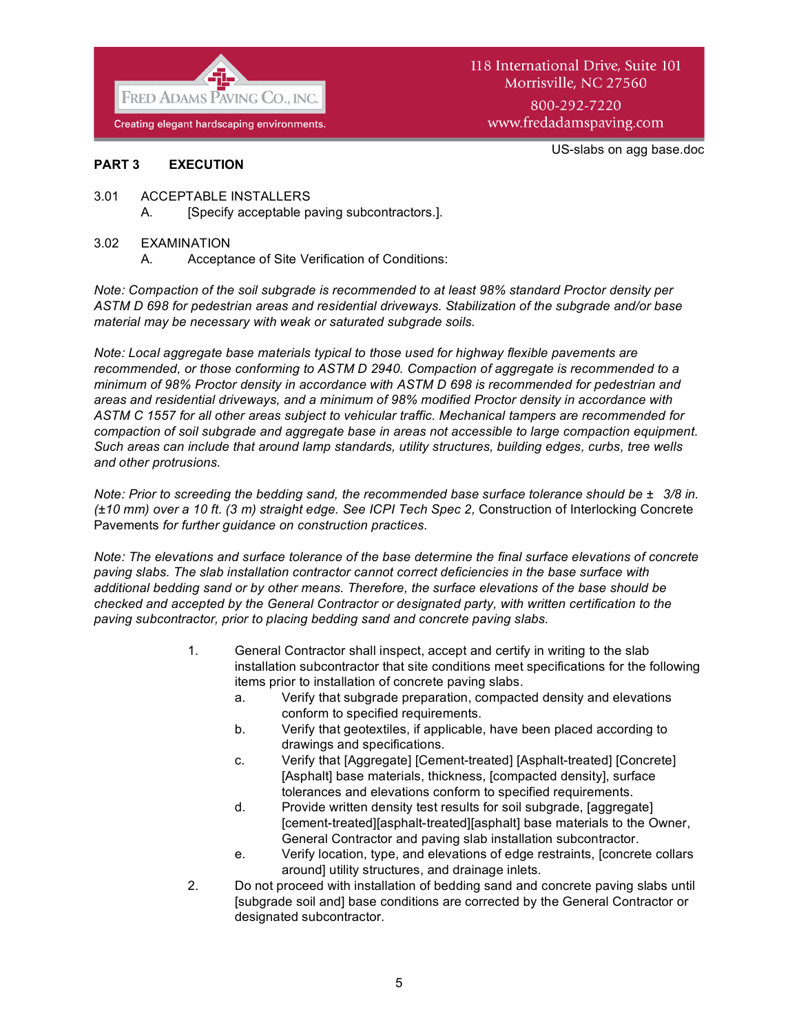## PART 3 EXECUTION

3.01 ACCEPTABLE INSTALLERS

A. [Specify acceptable paving subcontractors.].

3.02 EXAMINATION

A. Acceptance of Site Verification of Conditions:

*Note: Compaction of the soil subgrade is recommended to at least 98% standard Proctor density per ASTM D 698 for pedestrian areas and residential driveways. Stabilization of the subgrade and/or base material may be necessary with weak or saturated subgrade soils.*

*Note: Local aggregate base materials typical to those used for highway flexible pavements are recommended, or those conforming to ASTM D 2940. Compaction of aggregate is recommended to a minimum of 98% Proctor density in accordance with ASTM D 698 is recommended for pedestrian and areas and residential driveways, and a minimum of 98% modified Proctor density in accordance with ASTM C 1557 for all other areas subject to vehicular traffic. Mechanical tampers are recommended for compaction of soil subgrade and aggregate base in areas not accessible to large compaction equipment. Such areas can include that around lamp standards, utility structures, building edges, curbs, tree wells and other protrusions.*

*Note: Prior to screeding the bedding sand, the recommended base surface tolerance should be ± 3/8 in. (±10 mm) over a 10 ft. (3 m) straight edge. See ICPI Tech Spec 2,* Construction of Interlocking Concrete Pavements *for further guidance on construction practices.*

*Note: The elevations and surface tolerance of the base determine the final surface elevations of concrete paving slabs. The slab installation contractor cannot correct deficiencies in the base surface with additional bedding sand or by other means. Therefore, the surface elevations of the base should be checked and accepted by the General Contractor or designated party, with written certification to the paving subcontractor, prior to placing bedding sand and concrete paving slabs.*

1. General Contractor shall inspect, accept and certify in writing to the slab installation subcontractor that site conditions meet specifications for the following items prior to installation of concrete paving slabs.
   a. Verify that subgrade preparation, compacted density and elevations conform to specified requirements.
   b. Verify that geotextiles, if applicable, have been placed according to drawings and specifications.
   c. Verify that [Aggregate] [Cement-treated] [Asphalt-treated] [Concrete] [Asphalt] base materials, thickness, [compacted density], surface tolerances and elevations conform to specified requirements.
   d. Provide written density test results for soil subgrade, [aggregate] [cement-treated][asphalt-treated][asphalt] base materials to the Owner, General Contractor and paving slab installation subcontractor.
   e. Verify location, type, and elevations of edge restraints, [concrete collars around] utility structures, and drainage inlets.
2. Do not proceed with installation of bedding sand and concrete paving slabs until [subgrade soil and] base conditions are corrected by the General Contractor or designated subcontractor.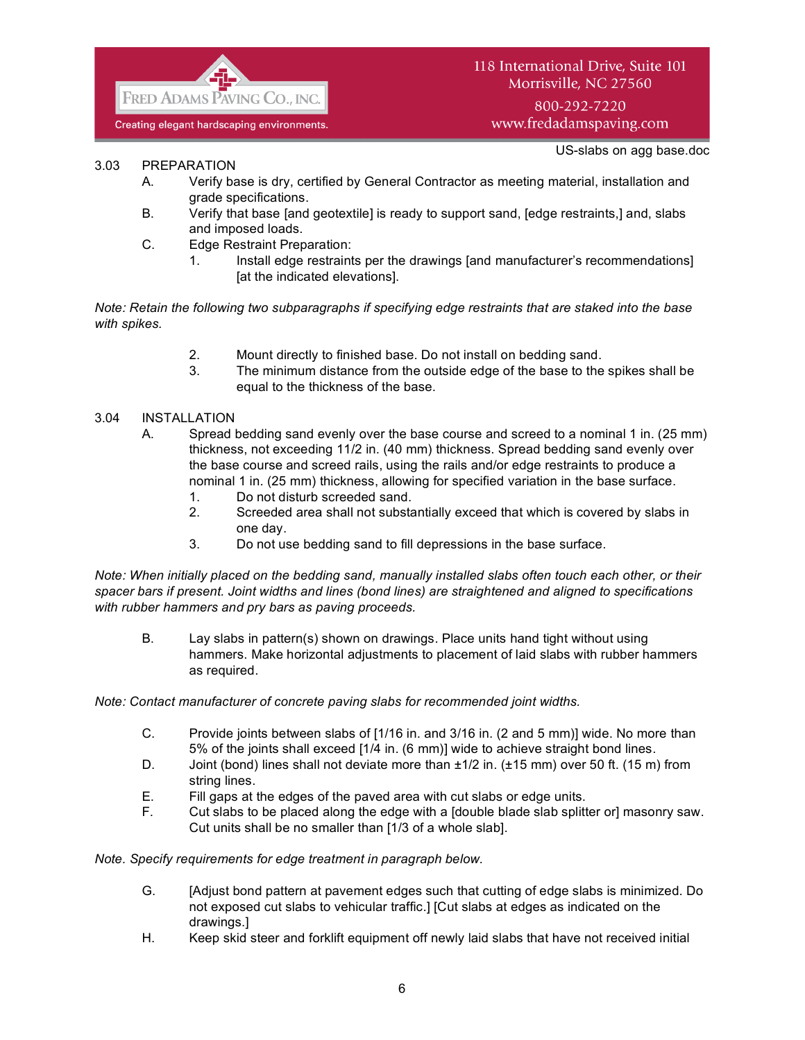### 3.03 PREPARATION

A. Verify base is dry, certified by General Contractor as meeting material, installation and grade specifications.

B. Verify that base [and geotextile] is ready to support sand, [edge restraints,] and, slabs and imposed loads.

C. Edge Restraint Preparation:

1. Install edge restraints per the drawings [and manufacturer's recommendations] [at the indicated elevations].

*Note: Retain the following two subparagraphs if specifying edge restraints that are staked into the base with spikes.*

2. Mount directly to finished base. Do not install on bedding sand.
3. The minimum distance from the outside edge of the base to the spikes shall be equal to the thickness of the base.

### 3.04 INSTALLATION

A. Spread bedding sand evenly over the base course and screed to a nominal 1 in. (25 mm) thickness, not exceeding 11/2 in. (40 mm) thickness. Spread bedding sand evenly over the base course and screed rails, using the rails and/or edge restraints to produce a nominal 1 in. (25 mm) thickness, allowing for specified variation in the base surface.

1. Do not disturb screeded sand.
2. Screeded area shall not substantially exceed that which is covered by slabs in one day.
3. Do not use bedding sand to fill depressions in the base surface.

*Note: When initially placed on the bedding sand, manually installed slabs often touch each other, or their spacer bars if present. Joint widths and lines (bond lines) are straightened and aligned to specifications with rubber hammers and pry bars as paving proceeds.*

B. Lay slabs in pattern(s) shown on drawings. Place units hand tight without using hammers. Make horizontal adjustments to placement of laid slabs with rubber hammers as required.

*Note: Contact manufacturer of concrete paving slabs for recommended joint widths.*

C. Provide joints between slabs of [1/16 in. and 3/16 in. (2 and 5 mm)] wide. No more than 5% of the joints shall exceed [1/4 in. (6 mm)] wide to achieve straight bond lines.

D. Joint (bond) lines shall not deviate more than ±1/2 in. (±15 mm) over 50 ft. (15 m) from string lines.

E. Fill gaps at the edges of the paved area with cut slabs or edge units.

F. Cut slabs to be placed along the edge with a [double blade slab splitter or] masonry saw. Cut units shall be no smaller than [1/3 of a whole slab].

*Note. Specify requirements for edge treatment in paragraph below.*

G. [Adjust bond pattern at pavement edges such that cutting of edge slabs is minimized. Do not exposed cut slabs to vehicular traffic.] [Cut slabs at edges as indicated on the drawings.]

H. Keep skid steer and forklift equipment off newly laid slabs that have not received initial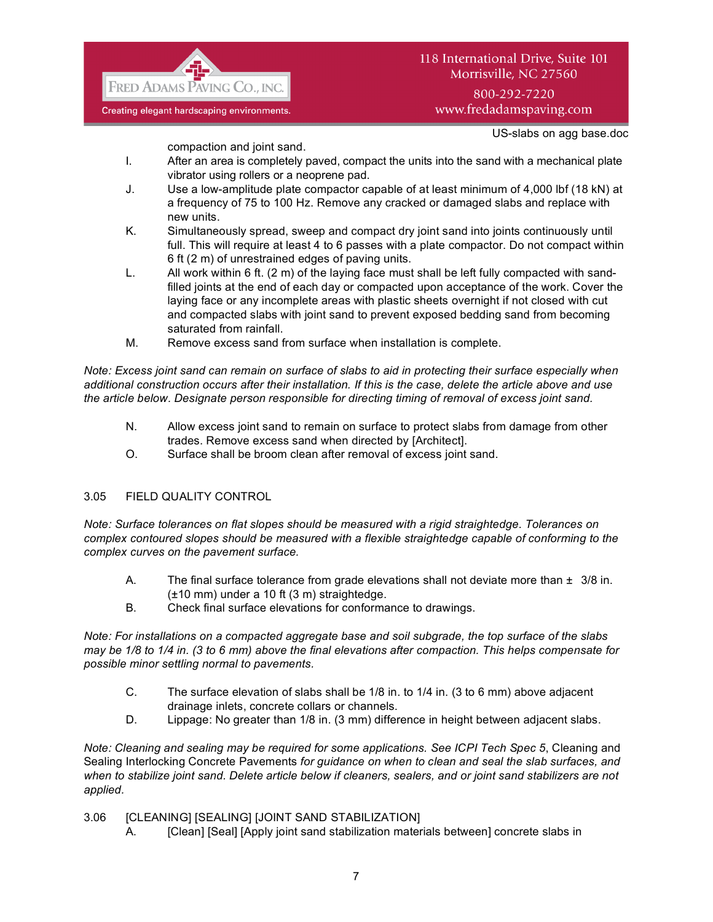compaction and joint sand.

I. After an area is completely paved, compact the units into the sand with a mechanical plate vibrator using rollers or a neoprene pad.

J. Use a low-amplitude plate compactor capable of at least minimum of 4,000 lbf (18 kN) at a frequency of 75 to 100 Hz. Remove any cracked or damaged slabs and replace with new units.

K. Simultaneously spread, sweep and compact dry joint sand into joints continuously until full. This will require at least 4 to 6 passes with a plate compactor. Do not compact within 6 ft (2 m) of unrestrained edges of paving units.

L. All work within 6 ft. (2 m) of the laying face must shall be left fully compacted with sand-filled joints at the end of each day or compacted upon acceptance of the work. Cover the laying face or any incomplete areas with plastic sheets overnight if not closed with cut and compacted slabs with joint sand to prevent exposed bedding sand from becoming saturated from rainfall.

M. Remove excess sand from surface when installation is complete.

*Note: Excess joint sand can remain on surface of slabs to aid in protecting their surface especially when additional construction occurs after their installation. If this is the case, delete the article above and use the article below. Designate person responsible for directing timing of removal of excess joint sand.*

N. Allow excess joint sand to remain on surface to protect slabs from damage from other trades. Remove excess sand when directed by [Architect].

O. Surface shall be broom clean after removal of excess joint sand.

## 3.05 FIELD QUALITY CONTROL

*Note: Surface tolerances on flat slopes should be measured with a rigid straightedge. Tolerances on complex contoured slopes should be measured with a flexible straightedge capable of conforming to the complex curves on the pavement surface.*

A. The final surface tolerance from grade elevations shall not deviate more than ± 3/8 in. (±10 mm) under a 10 ft (3 m) straightedge.

B. Check final surface elevations for conformance to drawings.

*Note: For installations on a compacted aggregate base and soil subgrade, the top surface of the slabs may be 1/8 to 1/4 in. (3 to 6 mm) above the final elevations after compaction. This helps compensate for possible minor settling normal to pavements.*

C. The surface elevation of slabs shall be 1/8 in. to 1/4 in. (3 to 6 mm) above adjacent drainage inlets, concrete collars or channels.

D. Lippage: No greater than 1/8 in. (3 mm) difference in height between adjacent slabs.

*Note: Cleaning and sealing may be required for some applications. See ICPI Tech Spec 5,* Cleaning and Sealing Interlocking Concrete Pavements *for guidance on when to clean and seal the slab surfaces, and when to stabilize joint sand. Delete article below if cleaners, sealers, and or joint sand stabilizers are not applied.*

## 3.06 [CLEANING] [SEALING] [JOINT SAND STABILIZATION]

A. [Clean] [Seal] [Apply joint sand stabilization materials between] concrete slabs in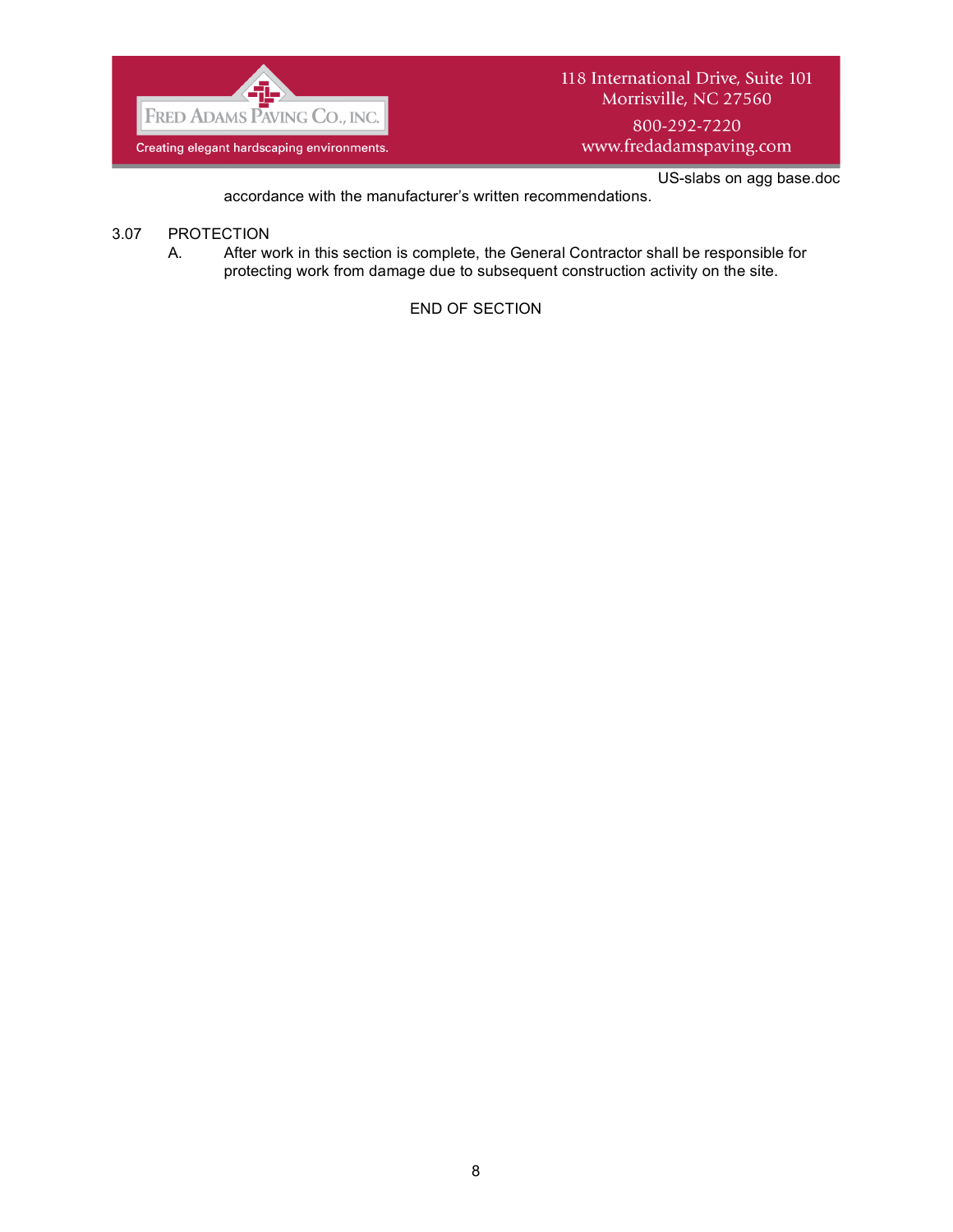accordance with the manufacturer's written recommendations.

3.07 PROTECTION

A. After work in this section is complete, the General Contractor shall be responsible for protecting work from damage due to subsequent construction activity on the site.

END OF SECTION